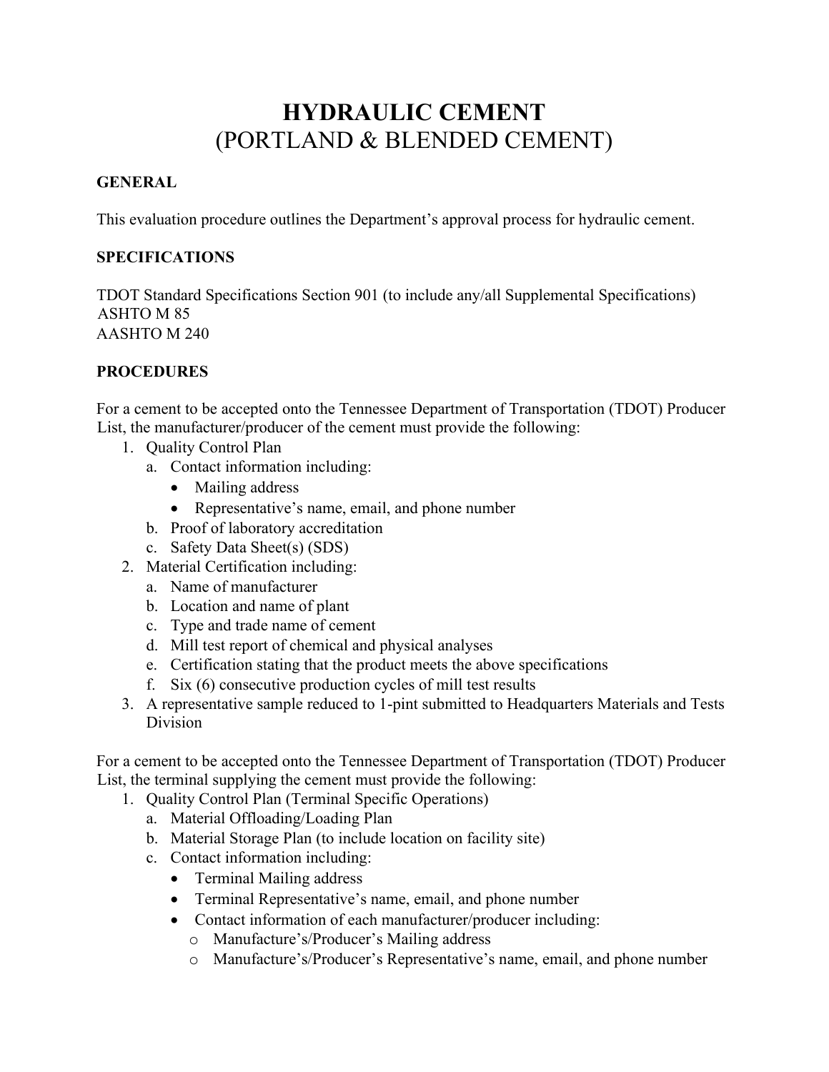# HYDRAULIC CEMENT
# (PORTLAND & BLENDED CEMENT)

## GENERAL

This evaluation procedure outlines the Department's approval process for hydraulic cement.

## SPECIFICATIONS

TDOT Standard Specifications Section 901 (to include any/all Supplemental Specifications)
ASHTO M 85
AASHTO M 240

## PROCEDURES

For a cement to be accepted onto the Tennessee Department of Transportation (TDOT) Producer List, the manufacturer/producer of the cement must provide the following:

1. Quality Control Plan
   a. Contact information including:
      - Mailing address
      - Representative's name, email, and phone number
   
   b. Proof of laboratory accreditation
   c. Safety Data Sheet(s) (SDS)
2. Material Certification including:
   a. Name of manufacturer
   b. Location and name of plant
   c. Type and trade name of cement
   d. Mill test report of chemical and physical analyses
   e. Certification stating that the product meets the above specifications
   f. Six (6) consecutive production cycles of mill test results
3. A representative sample reduced to 1-pint submitted to Headquarters Materials and Tests Division

For a cement to be accepted onto the Tennessee Department of Transportation (TDOT) Producer List, the terminal supplying the cement must provide the following:

1. Quality Control Plan (Terminal Specific Operations)
   a. Material Offloading/Loading Plan
   b. Material Storage Plan (to include location on facility site)
   c. Contact information including:
      - Terminal Mailing address
      - Terminal Representative's name, email, and phone number
      - Contact information of each manufacturer/producer including:
        - Manufacture's/Producer's Mailing address
        - Manufacture's/Producer's Representative's name, email, and phone number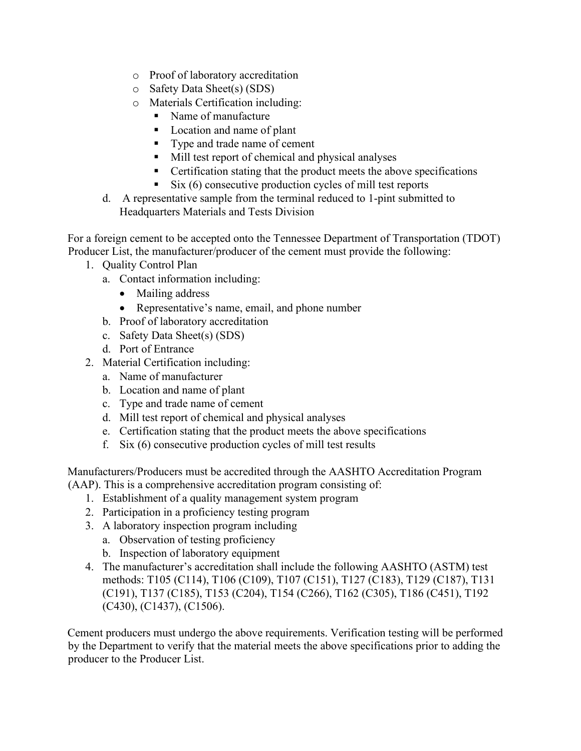- Proof of laboratory accreditation
    - Safety Data Sheet(s) (SDS)
    - Materials Certification including:
      - Name of manufacture
      - Location and name of plant
      - Type and trade name of cement
      - Mill test report of chemical and physical analyses
      - Certification stating that the product meets the above specifications
      - Six (6) consecutive production cycles of mill test reports
  d. A representative sample from the terminal reduced to 1-pint submitted to Headquarters Materials and Tests Division

For a foreign cement to be accepted onto the Tennessee Department of Transportation (TDOT) Producer List, the manufacturer/producer of the cement must provide the following:

1. Quality Control Plan
   a. Contact information including:
      - Mailing address
      - Representative's name, email, and phone number
   b. Proof of laboratory accreditation
   c. Safety Data Sheet(s) (SDS)
   d. Port of Entrance
2. Material Certification including:
   a. Name of manufacturer
   b. Location and name of plant
   c. Type and trade name of cement
   d. Mill test report of chemical and physical analyses
   e. Certification stating that the product meets the above specifications
   f. Six (6) consecutive production cycles of mill test results

Manufacturers/Producers must be accredited through the AASHTO Accreditation Program (AAP). This is a comprehensive accreditation program consisting of:

1. Establishment of a quality management system program
2. Participation in a proficiency testing program
3. A laboratory inspection program including
   a. Observation of testing proficiency
   b. Inspection of laboratory equipment
4. The manufacturer's accreditation shall include the following AASHTO (ASTM) test methods: T105 (C114), T106 (C109), T107 (C151), T127 (C183), T129 (C187), T131 (C191), T137 (C185), T153 (C204), T154 (C266), T162 (C305), T186 (C451), T192 (C430), (C1437), (C1506).

Cement producers must undergo the above requirements. Verification testing will be performed by the Department to verify that the material meets the above specifications prior to adding the producer to the Producer List.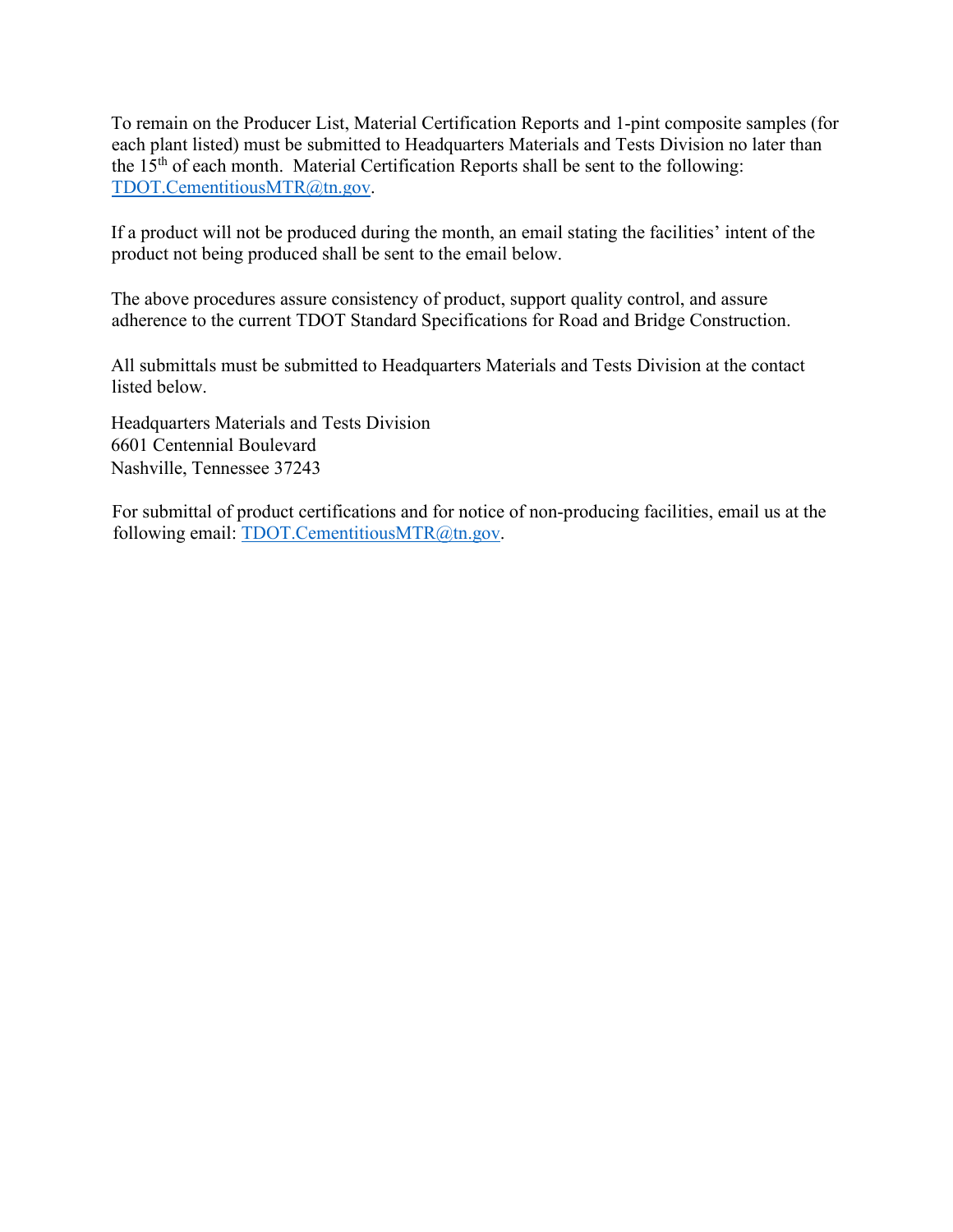To remain on the Producer List, Material Certification Reports and 1-pint composite samples (for each plant listed) must be submitted to Headquarters Materials and Tests Division no later than the 15th of each month. Material Certification Reports shall be sent to the following: TDOT.CementitiousMTR@tn.gov.

If a product will not be produced during the month, an email stating the facilities' intent of the product not being produced shall be sent to the email below.

The above procedures assure consistency of product, support quality control, and assure adherence to the current TDOT Standard Specifications for Road and Bridge Construction.

All submittals must be submitted to Headquarters Materials and Tests Division at the contact listed below.

Headquarters Materials and Tests Division
6601 Centennial Boulevard
Nashville, Tennessee 37243

For submittal of product certifications and for notice of non-producing facilities, email us at the following email: TDOT.CementitiousMTR@tn.gov.